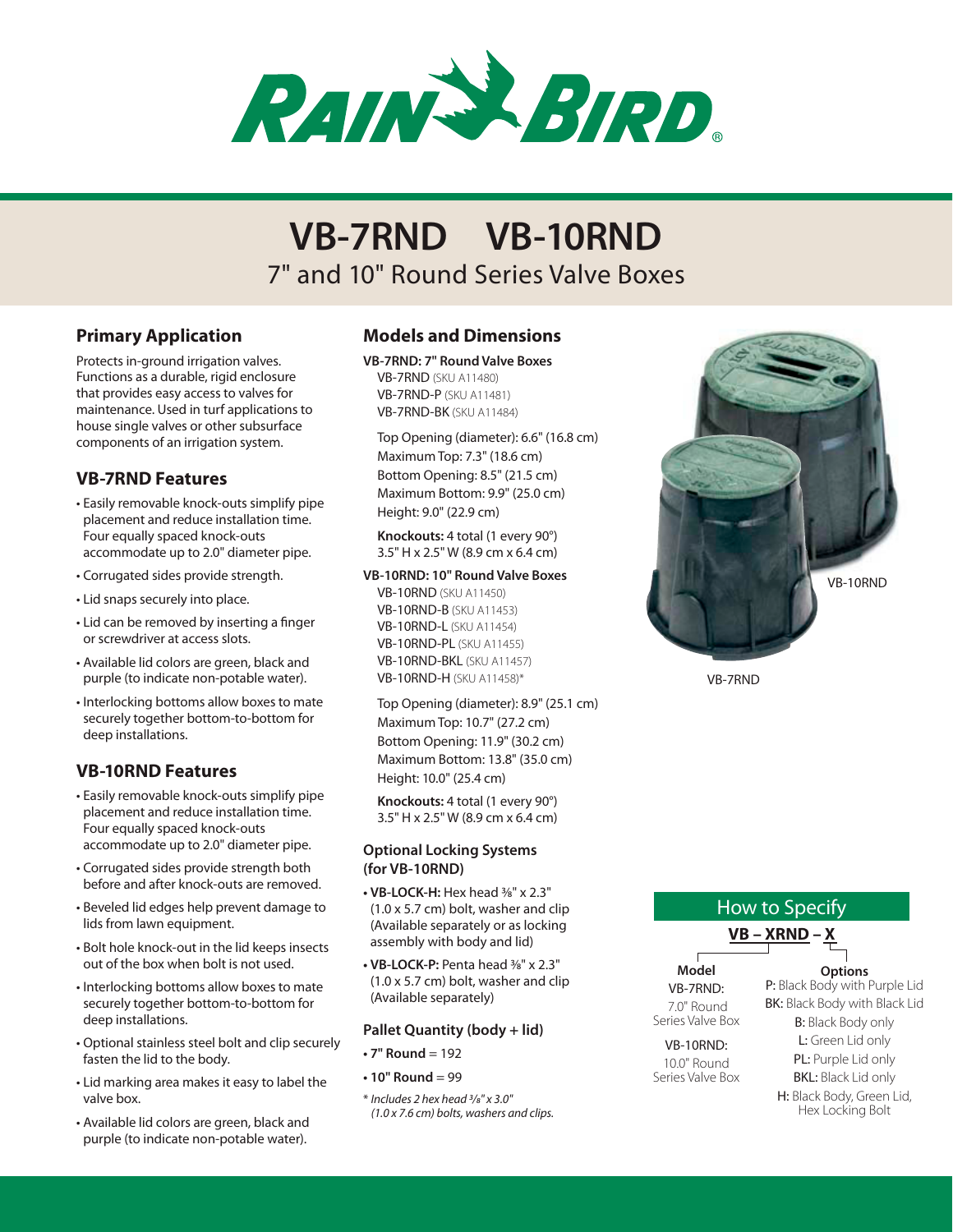# VB-7RND VB-10RND

## 7" and 10" Round Series Valve Boxes

### Primary Application

Protects in-ground irrigation valves. Functions as a durable, rigid enclosure that provides easy access to valves for maintenance. Used in turf applications to house single valves or other subsurface components of an irrigation system.

### VB-7RND Features

- Easily removable knock-outs simplify pipe placement and reduce installation time. Four equally spaced knock-outs accommodate up to 2.0" diameter pipe.
- Corrugated sides provide strength.
- Lid snaps securely into place.
- Lid can be removed by inserting a finger or screwdriver at access slots.
- Available lid colors are green, black and purple (to indicate non-potable water).
- Interlocking bottoms allow boxes to mate securely together bottom-to-bottom for deep installations.

### VB-10RND Features

- Easily removable knock-outs simplify pipe placement and reduce installation time. Four equally spaced knock-outs accommodate up to 2.0" diameter pipe.
- Corrugated sides provide strength both before and after knock-outs are removed.
- Beveled lid edges help prevent damage to lids from lawn equipment.
- Bolt hole knock-out in the lid keeps insects out of the box when bolt is not used.
- Interlocking bottoms allow boxes to mate securely together bottom-to-bottom for deep installations.
- Optional stainless steel bolt and clip securely fasten the lid to the body.
- Lid marking area makes it easy to label the valve box.
- Available lid colors are green, black and purple (to indicate non-potable water).

### Models and Dimensions

**VB-7RND: 7" Round Valve Boxes**

VB-7RND (SKU A11480)
VB-7RND-P (SKU A11481)
VB-7RND-BK (SKU A11484)

Top Opening (diameter): 6.6" (16.8 cm)
Maximum Top: 7.3" (18.6 cm)
Bottom Opening: 8.5" (21.5 cm)
Maximum Bottom: 9.9" (25.0 cm)
Height: 9.0" (22.9 cm)

**Knockouts:** 4 total (1 every 90°)
3.5" H x 2.5" W (8.9 cm x 6.4 cm)

**VB-10RND: 10" Round Valve Boxes**

VB-10RND (SKU A11450)
VB-10RND-B (SKU A11453)
VB-10RND-L (SKU A11454)
VB-10RND-PL (SKU A11455)
VB-10RND-BKL (SKU A11457)
VB-10RND-H (SKU A11458)*

Top Opening (diameter): 8.9" (25.1 cm)
Maximum Top: 10.7" (27.2 cm)
Bottom Opening: 11.9" (30.2 cm)
Maximum Bottom: 13.8" (35.0 cm)
Height: 10.0" (25.4 cm)

**Knockouts:** 4 total (1 every 90°)
3.5" H x 2.5" W (8.9 cm x 6.4 cm)

#### Optional Locking Systems (for VB-10RND)

- **VB-LOCK-H:** Hex head ⅜" x 2.3" (1.0 x 5.7 cm) bolt, washer and clip (Available separately or as locking assembly with body and lid)
- **VB-LOCK-P:** Penta head ⅜" x 2.3" (1.0 x 5.7 cm) bolt, washer and clip (Available separately)

#### Pallet Quantity (body + lid)

- **7" Round** = 192
- **10" Round** = 99

*\* Includes 2 hex head ⅜" x 3.0" (1.0 x 7.6 cm) bolts, washers and clips.*

VB-10RND

VB-7RND

### How to Specify

**VB – XRND – X**

**Model**

VB-7RND: 7.0" Round Series Valve Box

VB-10RND: 10.0" Round Series Valve Box

**Options**

P: Black Body with Purple Lid
BK: Black Body with Black Lid
B: Black Body only
L: Green Lid only
PL: Purple Lid only
BKL: Black Lid only
H: Black Body, Green Lid, Hex Locking Bolt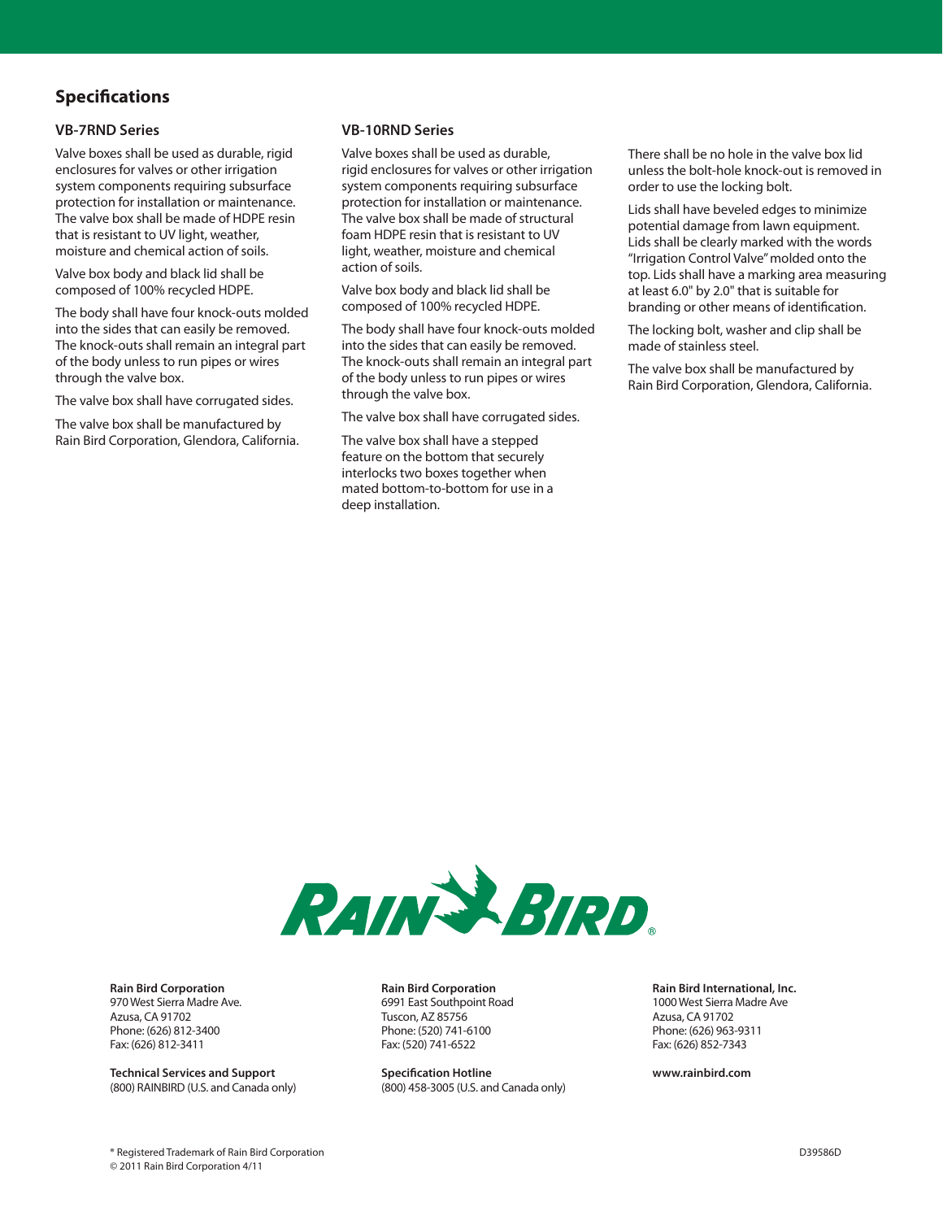## Specifications

### VB-7RND Series

Valve boxes shall be used as durable, rigid enclosures for valves or other irrigation system components requiring subsurface protection for installation or maintenance. The valve box shall be made of HDPE resin that is resistant to UV light, weather, moisture and chemical action of soils.

Valve box body and black lid shall be composed of 100% recycled HDPE.

The body shall have four knock-outs molded into the sides that can easily be removed. The knock-outs shall remain an integral part of the body unless to run pipes or wires through the valve box.

The valve box shall have corrugated sides.

The valve box shall be manufactured by Rain Bird Corporation, Glendora, California.

### VB-10RND Series

Valve boxes shall be used as durable, rigid enclosures for valves or other irrigation system components requiring subsurface protection for installation or maintenance. The valve box shall be made of structural foam HDPE resin that is resistant to UV light, weather, moisture and chemical action of soils.

Valve box body and black lid shall be composed of 100% recycled HDPE.

The body shall have four knock-outs molded into the sides that can easily be removed. The knock-outs shall remain an integral part of the body unless to run pipes or wires through the valve box.

The valve box shall have corrugated sides.

The valve box shall have a stepped feature on the bottom that securely interlocks two boxes together when mated bottom-to-bottom for use in a deep installation.

There shall be no hole in the valve box lid unless the bolt-hole knock-out is removed in order to use the locking bolt.

Lids shall have beveled edges to minimize potential damage from lawn equipment. Lids shall be clearly marked with the words "Irrigation Control Valve" molded onto the top. Lids shall have a marking area measuring at least 6.0" by 2.0" that is suitable for branding or other means of identification.

The locking bolt, washer and clip shall be made of stainless steel.

The valve box shall be manufactured by Rain Bird Corporation, Glendora, California.

RAIN BIRD®

**Rain Bird Corporation**
970 West Sierra Madre Ave.
Azusa, CA 91702
Phone: (626) 812-3400
Fax: (626) 812-3411

**Technical Services and Support**
(800) RAINBIRD (U.S. and Canada only)

**Rain Bird Corporation**
6991 East Southpoint Road
Tuscon, AZ 85756
Phone: (520) 741-6100
Fax: (520) 741-6522

**Specification Hotline**
(800) 458-3005 (U.S. and Canada only)

**Rain Bird International, Inc.**
1000 West Sierra Madre Ave
Azusa, CA 91702
Phone: (626) 963-9311
Fax: (626) 852-7343

**www.rainbird.com**

® Registered Trademark of Rain Bird Corporation
© 2011 Rain Bird Corporation 4/11

D39586D